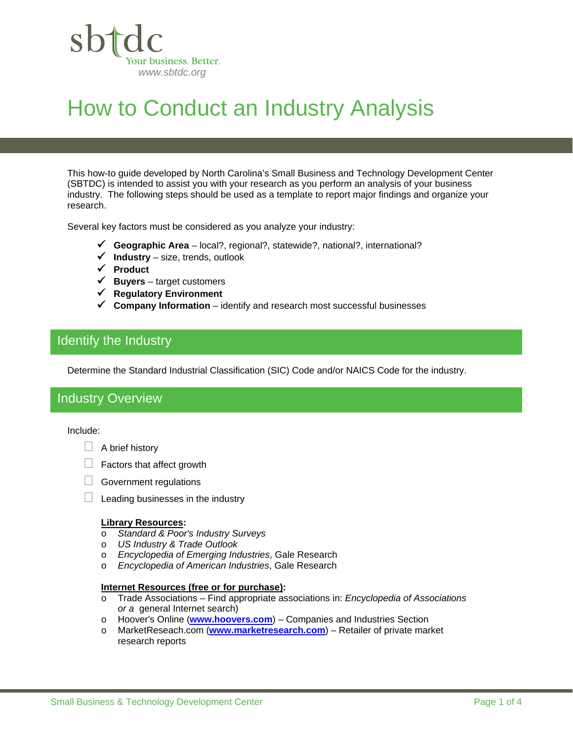sbtdc
Your business. Better.
www.sbtdc.org

# How to Conduct an Industry Analysis

This how-to guide developed by North Carolina's Small Business and Technology Development Center (SBTDC) is intended to assist you with your research as you perform an analysis of your business industry. The following steps should be used as a template to report major findings and organize your research.

Several key factors must be considered as you analyze your industry:

- ✓ **Geographic Area** – local?, regional?, statewide?, national?, international?
- ✓ **Industry** – size, trends, outlook
- ✓ **Product**
- ✓ **Buyers** – target customers
- ✓ **Regulatory Environment**
- ✓ **Company Information** – identify and research most successful businesses

## Identify the Industry

Determine the Standard Industrial Classification (SIC) Code and/or NAICS Code for the industry.

## Industry Overview

Include:

- [ ] A brief history
- [ ] Factors that affect growth
- [ ] Government regulations
- [ ] Leading businesses in the industry

**Library Resources:**

- *Standard & Poor's Industry Surveys*
- *US Industry & Trade Outlook*
- *Encyclopedia of Emerging Industries*, Gale Research
- *Encyclopedia of American Industries*, Gale Research

**Internet Resources (free or for purchase):**

- Trade Associations – Find appropriate associations in: *Encyclopedia of Associations or a* general Internet search)
- Hoover's Online (**www.hoovers.com**) – Companies and Industries Section
- MarketReseach.com (**www.marketresearch.com**) – Retailer of private market research reports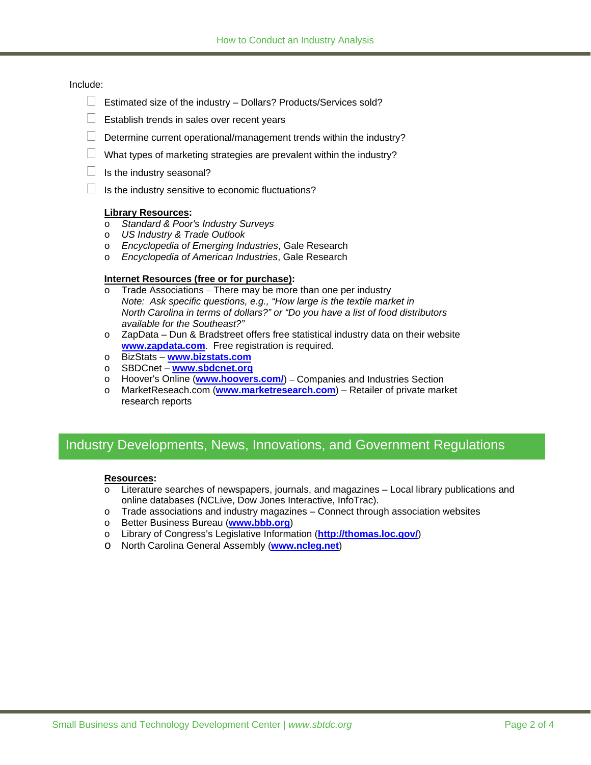Include:

- [ ] Estimated size of the industry – Dollars? Products/Services sold?
- [ ] Establish trends in sales over recent years
- [ ] Determine current operational/management trends within the industry?
- [ ] What types of marketing strategies are prevalent within the industry?
- [ ] Is the industry seasonal?
- [ ] Is the industry sensitive to economic fluctuations?

**Library Resources:**

- *Standard & Poor's Industry Surveys*
- *US Industry & Trade Outlook*
- *Encyclopedia of Emerging Industries*, Gale Research
- *Encyclopedia of American Industries*, Gale Research

**Internet Resources (free or for purchase):**

- Trade Associations – There may be more than one per industry
  *Note: Ask specific questions, e.g., "How large is the textile market in North Carolina in terms of dollars?" or "Do you have a list of food distributors available for the Southeast?"*
- ZapData – Dun & Bradstreet offers free statistical industry data on their website **www.zapdata.com**. Free registration is required.
- BizStats – **www.bizstats.com**
- SBDCnet – **www.sbdcnet.org**
- Hoover's Online (**www.hoovers.com/**) – Companies and Industries Section
- MarketReseach.com (**www.marketresearch.com**) – Retailer of private market research reports

## Industry Developments, News, Innovations, and Government Regulations

**Resources:**

- Literature searches of newspapers, journals, and magazines – Local library publications and online databases (NCLive, Dow Jones Interactive, InfoTrac).
- Trade associations and industry magazines – Connect through association websites
- Better Business Bureau (**www.bbb.org**)
- Library of Congress's Legislative Information (**http://thomas.loc.gov/**)
- North Carolina General Assembly (**www.ncleg.net**)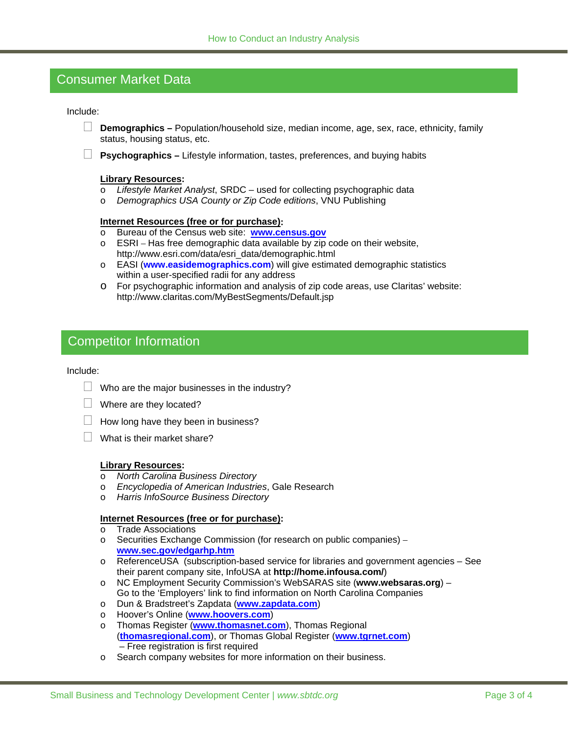## Consumer Market Data

Include:

- ☐ **Demographics –** Population/household size, median income, age, sex, race, ethnicity, family status, housing status, etc.
- ☐ **Psychographics –** Lifestyle information, tastes, preferences, and buying habits

**Library Resources:**

- *Lifestyle Market Analyst*, SRDC – used for collecting psychographic data
- *Demographics USA County or Zip Code editions*, VNU Publishing

**Internet Resources (free or for purchase):**

- Bureau of the Census web site: **www.census.gov**
- ESRI – Has free demographic data available by zip code on their website, http://www.esri.com/data/esri_data/demographic.html
- EASI (**www.easidemographics.com**) will give estimated demographic statistics within a user-specified radii for any address
- For psychographic information and analysis of zip code areas, use Claritas' website: http://www.claritas.com/MyBestSegments/Default.jsp

## Competitor Information

Include:

- ☐ Who are the major businesses in the industry?
- ☐ Where are they located?
- ☐ How long have they been in business?
- ☐ What is their market share?

**Library Resources:**

- *North Carolina Business Directory*
- *Encyclopedia of American Industries*, Gale Research
- *Harris InfoSource Business Directory*

**Internet Resources (free or for purchase):**

- Trade Associations
- Securities Exchange Commission (for research on public companies) – **www.sec.gov/edgarhp.htm**
- ReferenceUSA (subscription-based service for libraries and government agencies – See their parent company site, InfoUSA at **http://home.infousa.com/**)
- NC Employment Security Commission's WebSARAS site (**www.websaras.org**) – Go to the 'Employers' link to find information on North Carolina Companies
- Dun & Bradstreet's Zapdata (**www.zapdata.com**)
- Hoover's Online (**www.hoovers.com**)
- Thomas Register (**www.thomasnet.com**), Thomas Regional (**thomasregional.com**), or Thomas Global Register (**www.tgrnet.com**) – Free registration is first required
- Search company websites for more information on their business.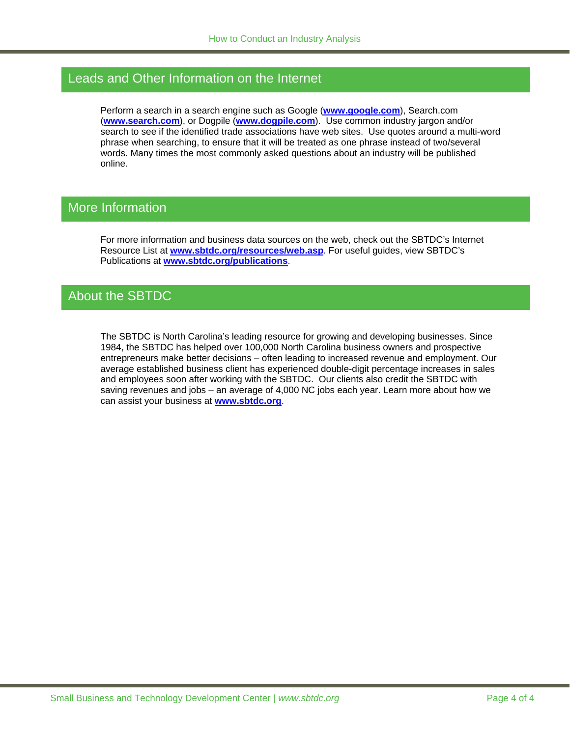## Leads and Other Information on the Internet

Perform a search in a search engine such as Google (**www.google.com**), Search.com (**www.search.com**), or Dogpile (**www.dogpile.com**). Use common industry jargon and/or search to see if the identified trade associations have web sites. Use quotes around a multi-word phrase when searching, to ensure that it will be treated as one phrase instead of two/several words. Many times the most commonly asked questions about an industry will be published online.

## More Information

For more information and business data sources on the web, check out the SBTDC's Internet Resource List at **www.sbtdc.org/resources/web.asp**. For useful guides, view SBTDC's Publications at **www.sbtdc.org/publications**.

## About the SBTDC

The SBTDC is North Carolina's leading resource for growing and developing businesses. Since 1984, the SBTDC has helped over 100,000 North Carolina business owners and prospective entrepreneurs make better decisions – often leading to increased revenue and employment. Our average established business client has experienced double-digit percentage increases in sales and employees soon after working with the SBTDC. Our clients also credit the SBTDC with saving revenues and jobs – an average of 4,000 NC jobs each year. Learn more about how we can assist your business at **www.sbtdc.org**.